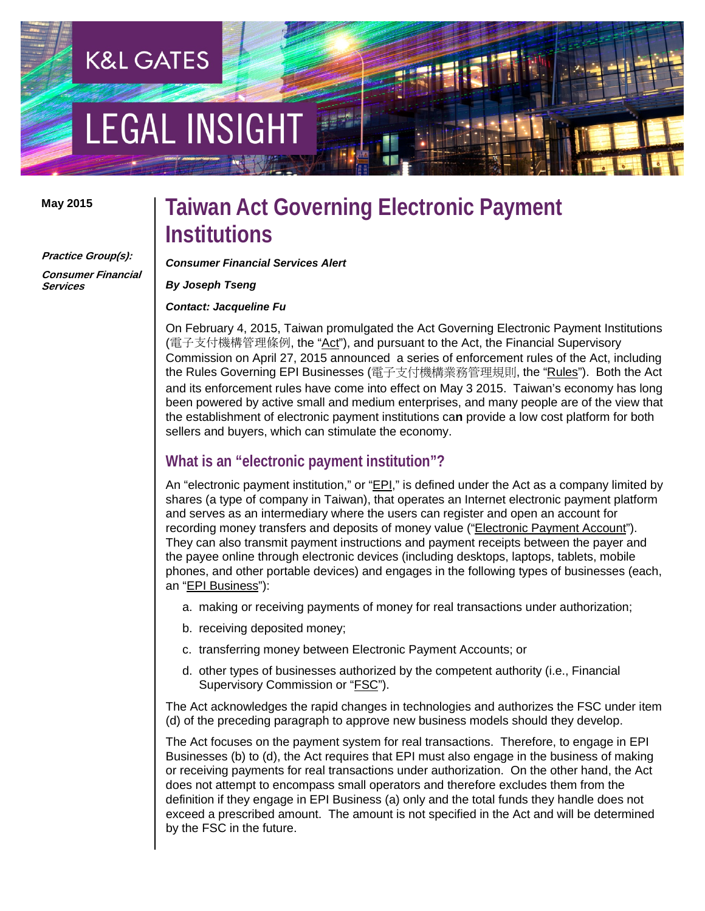K&L GATES

LEGAL INSIGHT

**May 2015**

***Practice Group(s):***

***Consumer Financial Services***

# Taiwan Act Governing Electronic Payment Institutions

***Consumer Financial Services Alert***

***By Joseph Tseng***

***Contact: Jacqueline Fu***

On February 4, 2015, Taiwan promulgated the Act Governing Electronic Payment Institutions (電子支付機構管理條例, the "Act"), and pursuant to the Act, the Financial Supervisory Commission on April 27, 2015 announced a series of enforcement rules of the Act, including the Rules Governing EPI Businesses (電子支付機構業務管理規則, the "Rules"). Both the Act and its enforcement rules have come into effect on May 3 2015. Taiwan's economy has long been powered by active small and medium enterprises, and many people are of the view that the establishment of electronic payment institutions ca**n** provide a low cost platform for both sellers and buyers, which can stimulate the economy.

## What is an "electronic payment institution"?

An "electronic payment institution," or "EPI," is defined under the Act as a company limited by shares (a type of company in Taiwan), that operates an Internet electronic payment platform and serves as an intermediary where the users can register and open an account for recording money transfers and deposits of money value ("Electronic Payment Account"). They can also transmit payment instructions and payment receipts between the payer and the payee online through electronic devices (including desktops, laptops, tablets, mobile phones, and other portable devices) and engages in the following types of businesses (each, an "EPI Business"):

a. making or receiving payments of money for real transactions under authorization;
b. receiving deposited money;
c. transferring money between Electronic Payment Accounts; or
d. other types of businesses authorized by the competent authority (i.e., Financial Supervisory Commission or "FSC").

The Act acknowledges the rapid changes in technologies and authorizes the FSC under item (d) of the preceding paragraph to approve new business models should they develop.

The Act focuses on the payment system for real transactions. Therefore, to engage in EPI Businesses (b) to (d), the Act requires that EPI must also engage in the business of making or receiving payments for real transactions under authorization. On the other hand, the Act does not attempt to encompass small operators and therefore excludes them from the definition if they engage in EPI Business (a) only and the total funds they handle does not exceed a prescribed amount. The amount is not specified in the Act and will be determined by the FSC in the future.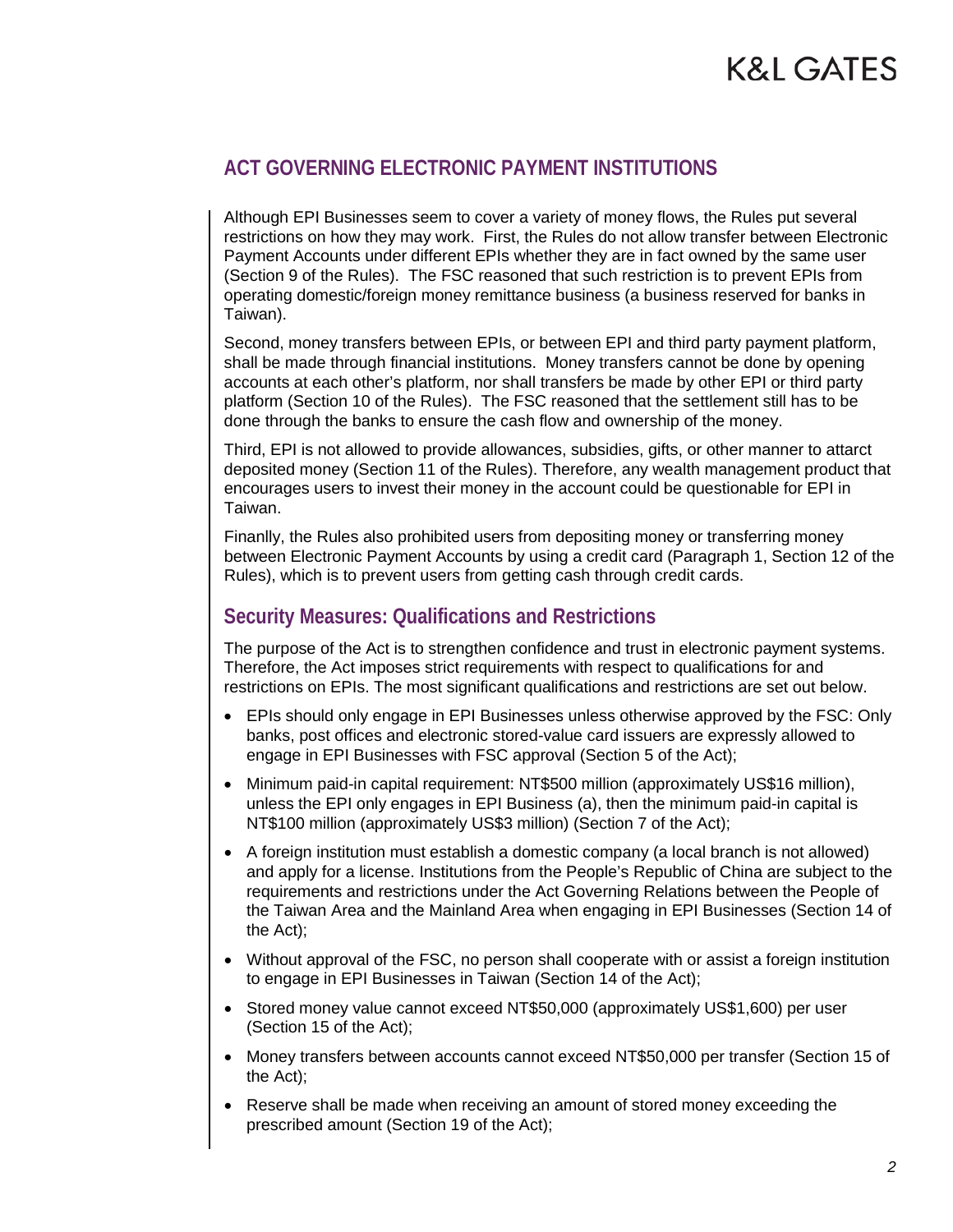## ACT GOVERNING ELECTRONIC PAYMENT INSTITUTIONS

Although EPI Businesses seem to cover a variety of money flows, the Rules put several restrictions on how they may work. First, the Rules do not allow transfer between Electronic Payment Accounts under different EPIs whether they are in fact owned by the same user (Section 9 of the Rules). The FSC reasoned that such restriction is to prevent EPIs from operating domestic/foreign money remittance business (a business reserved for banks in Taiwan).

Second, money transfers between EPIs, or between EPI and third party payment platform, shall be made through financial institutions. Money transfers cannot be done by opening accounts at each other's platform, nor shall transfers be made by other EPI or third party platform (Section 10 of the Rules). The FSC reasoned that the settlement still has to be done through the banks to ensure the cash flow and ownership of the money.

Third, EPI is not allowed to provide allowances, subsidies, gifts, or other manner to attarct deposited money (Section 11 of the Rules). Therefore, any wealth management product that encourages users to invest their money in the account could be questionable for EPI in Taiwan.

Finanlly, the Rules also prohibited users from depositing money or transferring money between Electronic Payment Accounts by using a credit card (Paragraph 1, Section 12 of the Rules), which is to prevent users from getting cash through credit cards.

### Security Measures: Qualifications and Restrictions

The purpose of the Act is to strengthen confidence and trust in electronic payment systems. Therefore, the Act imposes strict requirements with respect to qualifications for and restrictions on EPIs. The most significant qualifications and restrictions are set out below.

- EPIs should only engage in EPI Businesses unless otherwise approved by the FSC: Only banks, post offices and electronic stored-value card issuers are expressly allowed to engage in EPI Businesses with FSC approval (Section 5 of the Act);
- Minimum paid-in capital requirement: NT$500 million (approximately US$16 million), unless the EPI only engages in EPI Business (a), then the minimum paid-in capital is NT$100 million (approximately US$3 million) (Section 7 of the Act);
- A foreign institution must establish a domestic company (a local branch is not allowed) and apply for a license. Institutions from the People's Republic of China are subject to the requirements and restrictions under the Act Governing Relations between the People of the Taiwan Area and the Mainland Area when engaging in EPI Businesses (Section 14 of the Act);
- Without approval of the FSC, no person shall cooperate with or assist a foreign institution to engage in EPI Businesses in Taiwan (Section 14 of the Act);
- Stored money value cannot exceed NT$50,000 (approximately US$1,600) per user (Section 15 of the Act);
- Money transfers between accounts cannot exceed NT$50,000 per transfer (Section 15 of the Act);
- Reserve shall be made when receiving an amount of stored money exceeding the prescribed amount (Section 19 of the Act);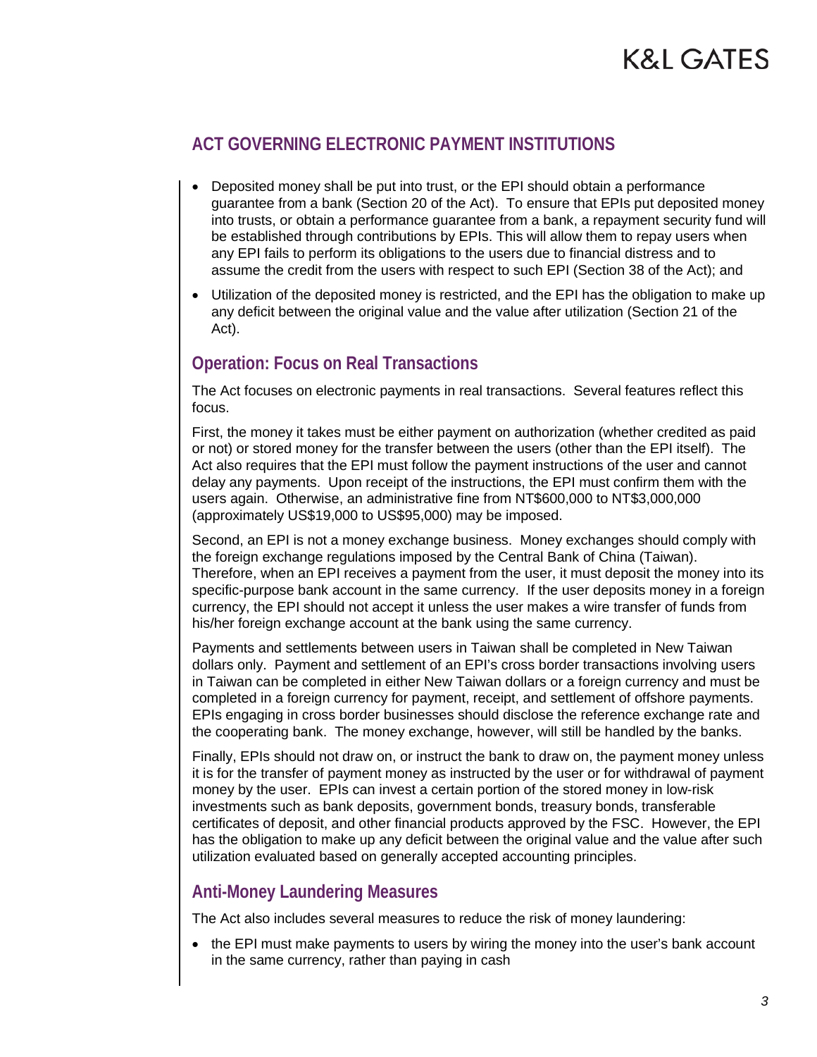## ACT GOVERNING ELECTRONIC PAYMENT INSTITUTIONS

- Deposited money shall be put into trust, or the EPI should obtain a performance guarantee from a bank (Section 20 of the Act). To ensure that EPIs put deposited money into trusts, or obtain a performance guarantee from a bank, a repayment security fund will be established through contributions by EPIs. This will allow them to repay users when any EPI fails to perform its obligations to the users due to financial distress and to assume the credit from the users with respect to such EPI (Section 38 of the Act); and
- Utilization of the deposited money is restricted, and the EPI has the obligation to make up any deficit between the original value and the value after utilization (Section 21 of the Act).

### Operation: Focus on Real Transactions

The Act focuses on electronic payments in real transactions. Several features reflect this focus.

First, the money it takes must be either payment on authorization (whether credited as paid or not) or stored money for the transfer between the users (other than the EPI itself). The Act also requires that the EPI must follow the payment instructions of the user and cannot delay any payments. Upon receipt of the instructions, the EPI must confirm them with the users again. Otherwise, an administrative fine from NT$600,000 to NT$3,000,000 (approximately US$19,000 to US$95,000) may be imposed.

Second, an EPI is not a money exchange business. Money exchanges should comply with the foreign exchange regulations imposed by the Central Bank of China (Taiwan). Therefore, when an EPI receives a payment from the user, it must deposit the money into its specific-purpose bank account in the same currency. If the user deposits money in a foreign currency, the EPI should not accept it unless the user makes a wire transfer of funds from his/her foreign exchange account at the bank using the same currency.

Payments and settlements between users in Taiwan shall be completed in New Taiwan dollars only. Payment and settlement of an EPI's cross border transactions involving users in Taiwan can be completed in either New Taiwan dollars or a foreign currency and must be completed in a foreign currency for payment, receipt, and settlement of offshore payments. EPIs engaging in cross border businesses should disclose the reference exchange rate and the cooperating bank. The money exchange, however, will still be handled by the banks.

Finally, EPIs should not draw on, or instruct the bank to draw on, the payment money unless it is for the transfer of payment money as instructed by the user or for withdrawal of payment money by the user. EPIs can invest a certain portion of the stored money in low-risk investments such as bank deposits, government bonds, treasury bonds, transferable certificates of deposit, and other financial products approved by the FSC. However, the EPI has the obligation to make up any deficit between the original value and the value after such utilization evaluated based on generally accepted accounting principles.

### Anti-Money Laundering Measures

The Act also includes several measures to reduce the risk of money laundering:

- the EPI must make payments to users by wiring the money into the user's bank account in the same currency, rather than paying in cash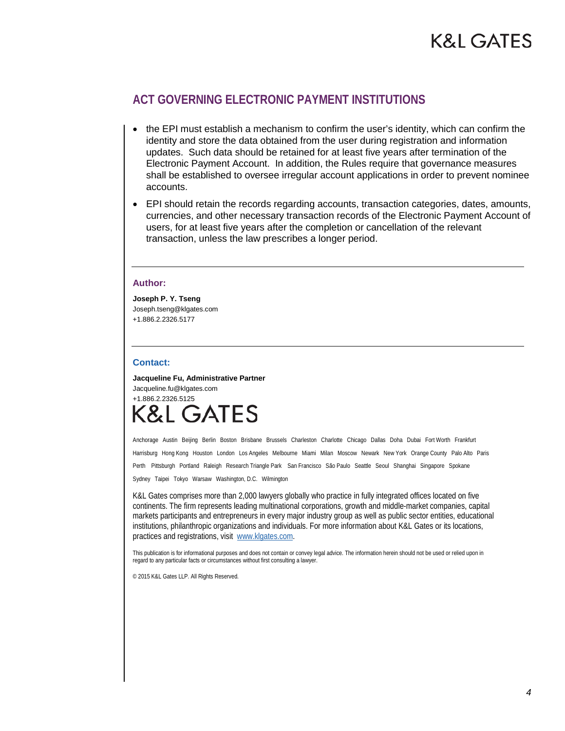## ACT GOVERNING ELECTRONIC PAYMENT INSTITUTIONS

- the EPI must establish a mechanism to confirm the user's identity, which can confirm the identity and store the data obtained from the user during registration and information updates. Such data should be retained for at least five years after termination of the Electronic Payment Account. In addition, the Rules require that governance measures shall be established to oversee irregular account applications in order to prevent nominee accounts.
- EPI should retain the records regarding accounts, transaction categories, dates, amounts, currencies, and other necessary transaction records of the Electronic Payment Account of users, for at least five years after the completion or cancellation of the relevant transaction, unless the law prescribes a longer period.

---

**Author:**

**Joseph P. Y. Tseng**
Joseph.tseng@klgates.com
+1.886.2.2326.5177

---

**Contact:**

**Jacqueline Fu, Administrative Partner**
Jacqueline.fu@klgates.com
+1.886.2.2326.5125

K&L GATES

Anchorage Austin Beijing Berlin Boston Brisbane Brussels Charleston Charlotte Chicago Dallas Doha Dubai Fort Worth Frankfurt Harrisburg Hong Kong Houston London Los Angeles Melbourne Miami Milan Moscow Newark New York Orange County Palo Alto Paris Perth Pittsburgh Portland Raleigh Research Triangle Park San Francisco São Paulo Seattle Seoul Shanghai Singapore Spokane Sydney Taipei Tokyo Warsaw Washington, D.C. Wilmington

K&L Gates comprises more than 2,000 lawyers globally who practice in fully integrated offices located on five continents. The firm represents leading multinational corporations, growth and middle-market companies, capital markets participants and entrepreneurs in every major industry group as well as public sector entities, educational institutions, philanthropic organizations and individuals. For more information about K&L Gates or its locations, practices and registrations, visit www.klgates.com.

This publication is for informational purposes and does not contain or convey legal advice. The information herein should not be used or relied upon in regard to any particular facts or circumstances without first consulting a lawyer.

© 2015 K&L Gates LLP. All Rights Reserved.